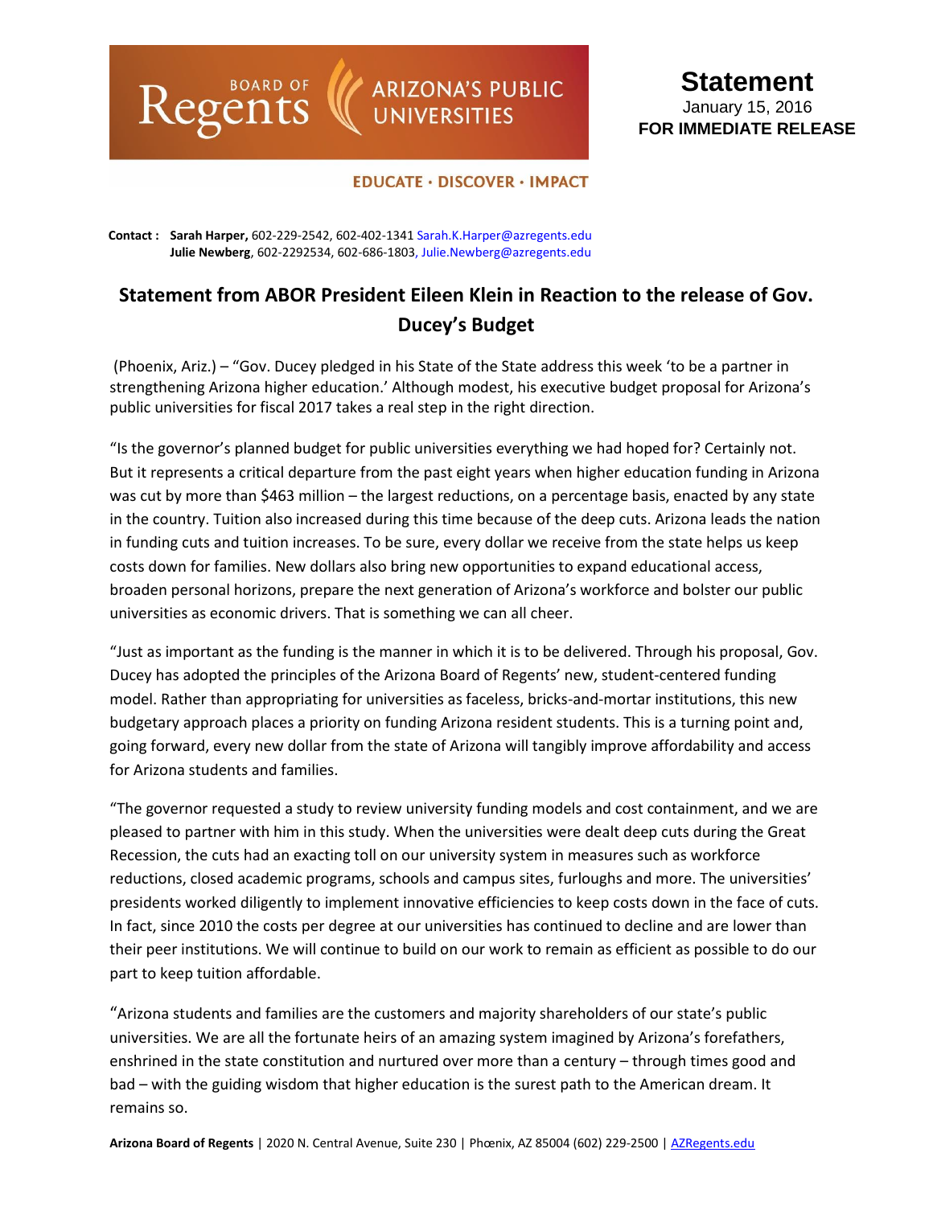BOARD OF Regents | ARIZONA'S PUBLIC UNIVERSITIES

EDUCATE · DISCOVER · IMPACT

**Statement**
January 15, 2016
**FOR IMMEDIATE RELEASE**

**Contact :** **Sarah Harper,** 602-229-2542, 602-402-1341 Sarah.K.Harper@azregents.edu
**Julie Newberg**, 602-2292534, 602-686-1803, Julie.Newberg@azregents.edu

# Statement from ABOR President Eileen Klein in Reaction to the release of Gov. Ducey's Budget

(Phoenix, Ariz.) – "Gov. Ducey pledged in his State of the State address this week 'to be a partner in strengthening Arizona higher education.' Although modest, his executive budget proposal for Arizona's public universities for fiscal 2017 takes a real step in the right direction.

"Is the governor's planned budget for public universities everything we had hoped for? Certainly not. But it represents a critical departure from the past eight years when higher education funding in Arizona was cut by more than $463 million – the largest reductions, on a percentage basis, enacted by any state in the country. Tuition also increased during this time because of the deep cuts. Arizona leads the nation in funding cuts and tuition increases. To be sure, every dollar we receive from the state helps us keep costs down for families. New dollars also bring new opportunities to expand educational access, broaden personal horizons, prepare the next generation of Arizona's workforce and bolster our public universities as economic drivers. That is something we can all cheer.

"Just as important as the funding is the manner in which it is to be delivered. Through his proposal, Gov. Ducey has adopted the principles of the Arizona Board of Regents' new, student-centered funding model. Rather than appropriating for universities as faceless, bricks-and-mortar institutions, this new budgetary approach places a priority on funding Arizona resident students. This is a turning point and, going forward, every new dollar from the state of Arizona will tangibly improve affordability and access for Arizona students and families.

"The governor requested a study to review university funding models and cost containment, and we are pleased to partner with him in this study. When the universities were dealt deep cuts during the Great Recession, the cuts had an exacting toll on our university system in measures such as workforce reductions, closed academic programs, schools and campus sites, furloughs and more. The universities' presidents worked diligently to implement innovative efficiencies to keep costs down in the face of cuts. In fact, since 2010 the costs per degree at our universities has continued to decline and are lower than their peer institutions. We will continue to build on our work to remain as efficient as possible to do our part to keep tuition affordable.

"Arizona students and families are the customers and majority shareholders of our state's public universities. We are all the fortunate heirs of an amazing system imagined by Arizona's forefathers, enshrined in the state constitution and nurtured over more than a century – through times good and bad – with the guiding wisdom that higher education is the surest path to the American dream. It remains so.

**Arizona Board of Regents** | 2020 N. Central Avenue, Suite 230 | Phœnix, AZ 85004 (602) 229-2500 | AZRegents.edu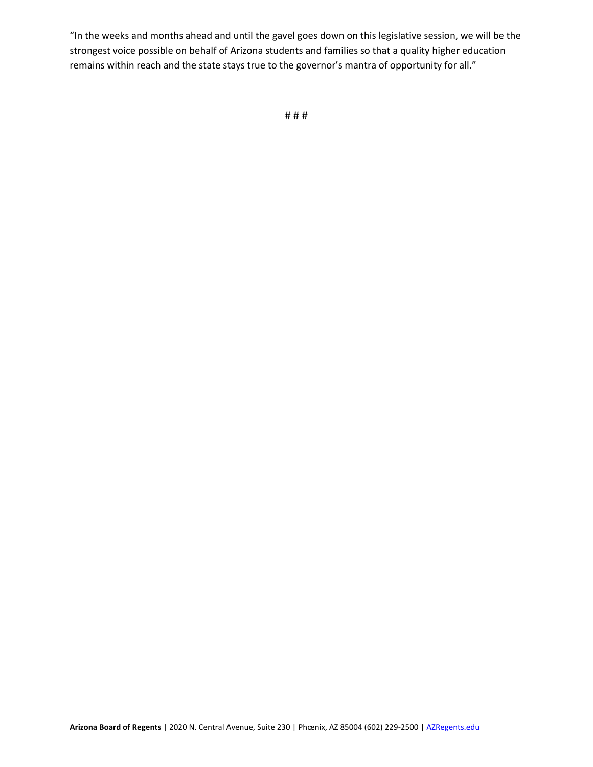"In the weeks and months ahead and until the gavel goes down on this legislative session, we will be the strongest voice possible on behalf of Arizona students and families so that a quality higher education remains within reach and the state stays true to the governor's mantra of opportunity for all."

# # #

**Arizona Board of Regents** | 2020 N. Central Avenue, Suite 230 | Phœnix, AZ 85004 (602) 229-2500 | AZRegents.edu